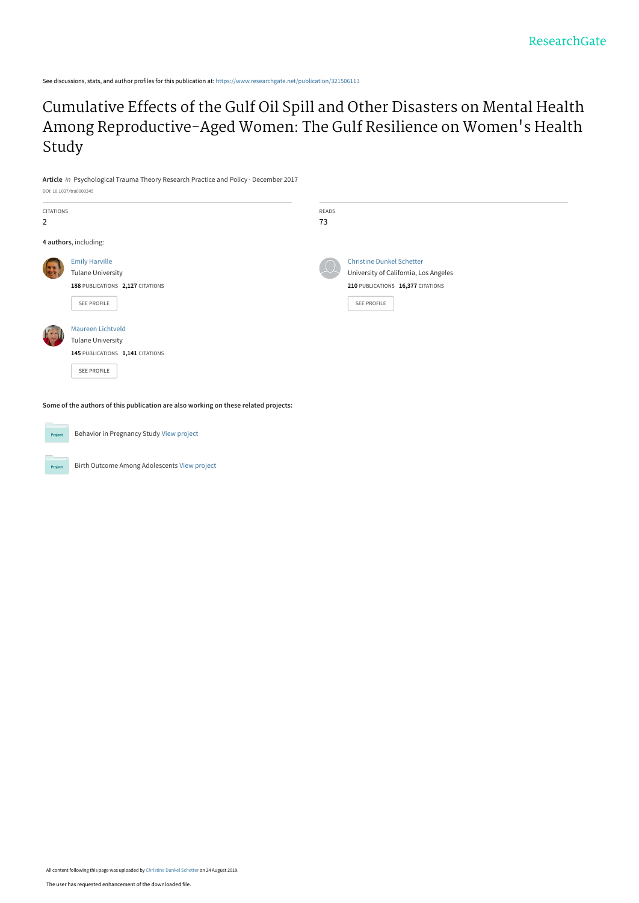See discussions, stats, and author profiles for this publication at: https://www.researchgate.net/publication/321506113

# Cumulative Effects of the Gulf Oil Spill and Other Disasters on Mental Health Among Reproductive-Aged Women: The Gulf Resilience on Women's Health Study

**Article** *in* Psychological Trauma Theory Research Practice and Policy · December 2017

DOI: 10.1037/tra0000345

| CITATIONS | READS |
| --- | --- |
| 2 | 73 |

**4 authors**, including:

Emily Harville
Tulane University
**188** PUBLICATIONS **2,127** CITATIONS
SEE PROFILE

Christine Dunkel Schetter
University of California, Los Angeles
**210** PUBLICATIONS **16,377** CITATIONS
SEE PROFILE

Maureen Lichtveld
Tulane University
**145** PUBLICATIONS **1,141** CITATIONS
SEE PROFILE

**Some of the authors of this publication are also working on these related projects:**

Behavior in Pregnancy Study View project

Birth Outcome Among Adolescents View project

All content following this page was uploaded by Christine Dunkel Schetter on 24 August 2019.

The user has requested enhancement of the downloaded file.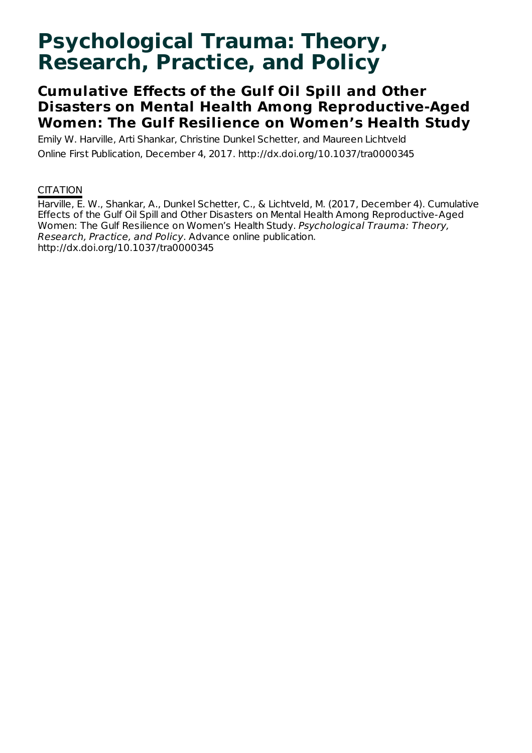# Psychological Trauma: Theory, Research, Practice, and Policy

## Cumulative Effects of the Gulf Oil Spill and Other Disasters on Mental Health Among Reproductive-Aged Women: The Gulf Resilience on Women's Health Study

Emily W. Harville, Arti Shankar, Christine Dunkel Schetter, and Maureen Lichtveld

Online First Publication, December 4, 2017. http://dx.doi.org/10.1037/tra0000345

CITATION

Harville, E. W., Shankar, A., Dunkel Schetter, C., & Lichtveld, M. (2017, December 4). Cumulative Effects of the Gulf Oil Spill and Other Disasters on Mental Health Among Reproductive-Aged Women: The Gulf Resilience on Women's Health Study. *Psychological Trauma: Theory, Research, Practice, and Policy*. Advance online publication. http://dx.doi.org/10.1037/tra0000345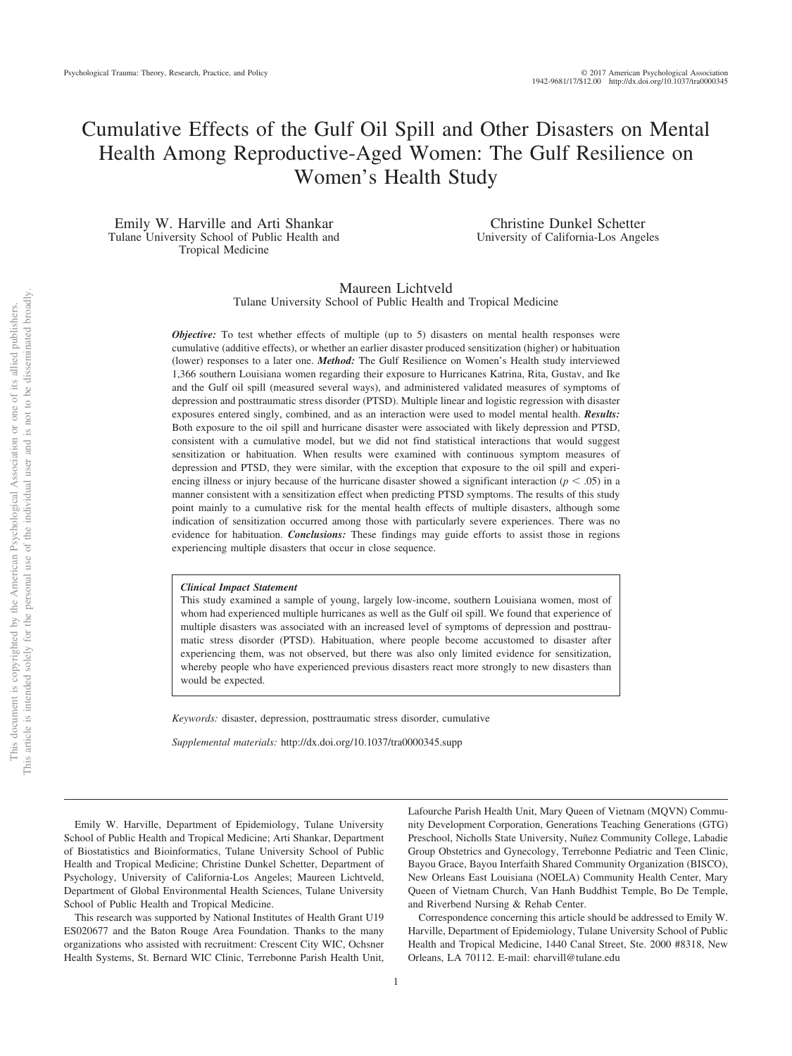# Cumulative Effects of the Gulf Oil Spill and Other Disasters on Mental Health Among Reproductive-Aged Women: The Gulf Resilience on Women's Health Study

Emily W. Harville and Arti Shankar
Tulane University School of Public Health and Tropical Medicine

Christine Dunkel Schetter
University of California-Los Angeles

Maureen Lichtveld
Tulane University School of Public Health and Tropical Medicine

***Objective:*** To test whether effects of multiple (up to 5) disasters on mental health responses were cumulative (additive effects), or whether an earlier disaster produced sensitization (higher) or habituation (lower) responses to a later one. ***Method:*** The Gulf Resilience on Women's Health study interviewed 1,366 southern Louisiana women regarding their exposure to Hurricanes Katrina, Rita, Gustav, and Ike and the Gulf oil spill (measured several ways), and administered validated measures of symptoms of depression and posttraumatic stress disorder (PTSD). Multiple linear and logistic regression with disaster exposures entered singly, combined, and as an interaction were used to model mental health. ***Results:*** Both exposure to the oil spill and hurricane disaster were associated with likely depression and PTSD, consistent with a cumulative model, but we did not find statistical interactions that would suggest sensitization or habituation. When results were examined with continuous symptom measures of depression and PTSD, they were similar, with the exception that exposure to the oil spill and experiencing illness or injury because of the hurricane disaster showed a significant interaction ($p < .05$) in a manner consistent with a sensitization effect when predicting PTSD symptoms. The results of this study point mainly to a cumulative risk for the mental health effects of multiple disasters, although some indication of sensitization occurred among those with particularly severe experiences. There was no evidence for habituation. ***Conclusions:*** These findings may guide efforts to assist those in regions experiencing multiple disasters that occur in close sequence.

> ***Clinical Impact Statement***
> This study examined a sample of young, largely low-income, southern Louisiana women, most of whom had experienced multiple hurricanes as well as the Gulf oil spill. We found that experience of multiple disasters was associated with an increased level of symptoms of depression and posttraumatic stress disorder (PTSD). Habituation, where people become accustomed to disaster after experiencing them, was not observed, but there was also only limited evidence for sensitization, whereby people who have experienced previous disasters react more strongly to new disasters than would be expected.

*Keywords:* disaster, depression, posttraumatic stress disorder, cumulative

*Supplemental materials:* http://dx.doi.org/10.1037/tra0000345.supp

---

Emily W. Harville, Department of Epidemiology, Tulane University School of Public Health and Tropical Medicine; Arti Shankar, Department of Biostatistics and Bioinformatics, Tulane University School of Public Health and Tropical Medicine; Christine Dunkel Schetter, Department of Psychology, University of California-Los Angeles; Maureen Lichtveld, Department of Global Environmental Health Sciences, Tulane University School of Public Health and Tropical Medicine.

This research was supported by National Institutes of Health Grant U19 ES020677 and the Baton Rouge Area Foundation. Thanks to the many organizations who assisted with recruitment: Crescent City WIC, Ochsner Health Systems, St. Bernard WIC Clinic, Terrebonne Parish Health Unit, Lafourche Parish Health Unit, Mary Queen of Vietnam (MQVN) Community Development Corporation, Generations Teaching Generations (GTG) Preschool, Nicholls State University, Nuñez Community College, Labadie Group Obstetrics and Gynecology, Terrebonne Pediatric and Teen Clinic, Bayou Grace, Bayou Interfaith Shared Community Organization (BISCO), New Orleans East Louisiana (NOELA) Community Health Center, Mary Queen of Vietnam Church, Van Hanh Buddhist Temple, Bo De Temple, and Riverbend Nursing & Rehab Center.

Correspondence concerning this article should be addressed to Emily W. Harville, Department of Epidemiology, Tulane University School of Public Health and Tropical Medicine, 1440 Canal Street, Ste. 2000 #8318, New Orleans, LA 70112. E-mail: eharvill@tulane.edu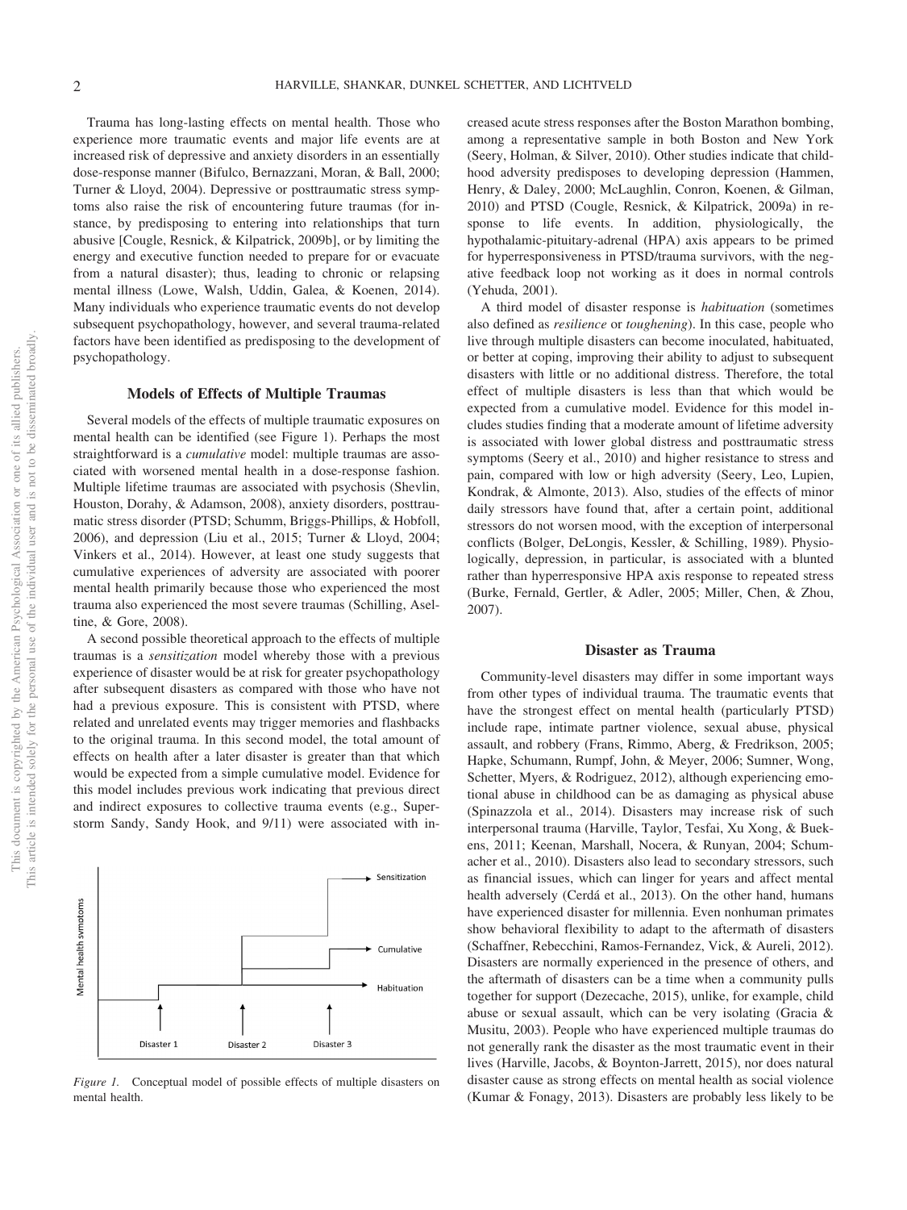Trauma has long-lasting effects on mental health. Those who experience more traumatic events and major life events are at increased risk of depressive and anxiety disorders in an essentially dose-response manner (Bifulco, Bernazzani, Moran, & Ball, 2000; Turner & Lloyd, 2004). Depressive or posttraumatic stress symptoms also raise the risk of encountering future traumas (for instance, by predisposing to entering into relationships that turn abusive [Cougle, Resnick, & Kilpatrick, 2009b], or by limiting the energy and executive function needed to prepare for or evacuate from a natural disaster); thus, leading to chronic or relapsing mental illness (Lowe, Walsh, Uddin, Galea, & Koenen, 2014). Many individuals who experience traumatic events do not develop subsequent psychopathology, however, and several trauma-related factors have been identified as predisposing to the development of psychopathology.

## Models of Effects of Multiple Traumas

Several models of the effects of multiple traumatic exposures on mental health can be identified (see Figure 1). Perhaps the most straightforward is a *cumulative* model: multiple traumas are associated with worsened mental health in a dose-response fashion. Multiple lifetime traumas are associated with psychosis (Shevlin, Houston, Dorahy, & Adamson, 2008), anxiety disorders, posttraumatic stress disorder (PTSD; Schumm, Briggs-Phillips, & Hobfoll, 2006), and depression (Liu et al., 2015; Turner & Lloyd, 2004; Vinkers et al., 2014). However, at least one study suggests that cumulative experiences of adversity are associated with poorer mental health primarily because those who experienced the most trauma also experienced the most severe traumas (Schilling, Aseltine, & Gore, 2008).

A second possible theoretical approach to the effects of multiple traumas is a *sensitization* model whereby those with a previous experience of disaster would be at risk for greater psychopathology after subsequent disasters as compared with those who have not had a previous exposure. This is consistent with PTSD, where related and unrelated events may trigger memories and flashbacks to the original trauma. In this second model, the total amount of effects on health after a later disaster is greater than that which would be expected from a simple cumulative model. Evidence for this model includes previous work indicating that previous direct and indirect exposures to collective trauma events (e.g., Superstorm Sandy, Sandy Hook, and 9/11) were associated with increased acute stress responses after the Boston Marathon bombing, among a representative sample in both Boston and New York (Seery, Holman, & Silver, 2010). Other studies indicate that childhood adversity predisposes to developing depression (Hammen, Henry, & Daley, 2000; McLaughlin, Conron, Koenen, & Gilman, 2010) and PTSD (Cougle, Resnick, & Kilpatrick, 2009a) in response to life events. In addition, physiologically, the hypothalamic-pituitary-adrenal (HPA) axis appears to be primed for hyperresponsiveness in PTSD/trauma survivors, with the negative feedback loop not working as it does in normal controls (Yehuda, 2001).

*Figure 1.* Conceptual model of possible effects of multiple disasters on mental health.

A third model of disaster response is *habituation* (sometimes also defined as *resilience* or *toughening*). In this case, people who live through multiple disasters can become inoculated, habituated, or better at coping, improving their ability to adjust to subsequent disasters with little or no additional distress. Therefore, the total effect of multiple disasters is less than that which would be expected from a cumulative model. Evidence for this model includes studies finding that a moderate amount of lifetime adversity is associated with lower global distress and posttraumatic stress symptoms (Seery et al., 2010) and higher resistance to stress and pain, compared with low or high adversity (Seery, Leo, Lupien, Kondrak, & Almonte, 2013). Also, studies of the effects of minor daily stressors have found that, after a certain point, additional stressors do not worsen mood, with the exception of interpersonal conflicts (Bolger, DeLongis, Kessler, & Schilling, 1989). Physiologically, depression, in particular, is associated with a blunted rather than hyperresponsive HPA axis response to repeated stress (Burke, Fernald, Gertler, & Adler, 2005; Miller, Chen, & Zhou, 2007).

## Disaster as Trauma

Community-level disasters may differ in some important ways from other types of individual trauma. The traumatic events that have the strongest effect on mental health (particularly PTSD) include rape, intimate partner violence, sexual abuse, physical assault, and robbery (Frans, Rimmo, Aberg, & Fredrikson, 2005; Hapke, Schumann, Rumpf, John, & Meyer, 2006; Sumner, Wong, Schetter, Myers, & Rodriguez, 2012), although experiencing emotional abuse in childhood can be as damaging as physical abuse (Spinazzola et al., 2014). Disasters may increase risk of such interpersonal trauma (Harville, Taylor, Tesfai, Xu Xong, & Buekens, 2011; Keenan, Marshall, Nocera, & Runyan, 2004; Schumacher et al., 2010). Disasters also lead to secondary stressors, such as financial issues, which can linger for years and affect mental health adversely (Cerdá et al., 2013). On the other hand, humans have experienced disaster for millennia. Even nonhuman primates show behavioral flexibility to adapt to the aftermath of disasters (Schaffner, Rebecchini, Ramos-Fernandez, Vick, & Aureli, 2012). Disasters are normally experienced in the presence of others, and the aftermath of disasters can be a time when a community pulls together for support (Dezecache, 2015), unlike, for example, child abuse or sexual assault, which can be very isolating (Gracia & Musitu, 2003). People who have experienced multiple traumas do not generally rank the disaster as the most traumatic event in their lives (Harville, Jacobs, & Boynton-Jarrett, 2015), nor does natural disaster cause as strong effects on mental health as social violence (Kumar & Fonagy, 2013). Disasters are probably less likely to be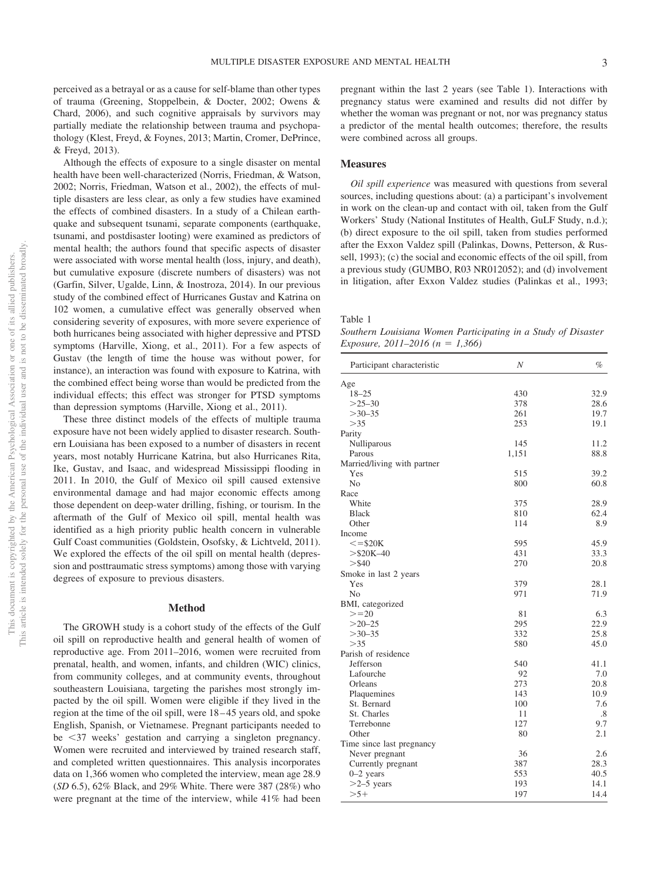perceived as a betrayal or as a cause for self-blame than other types of trauma (Greening, Stoppelbein, & Docter, 2002; Owens & Chard, 2006), and such cognitive appraisals by survivors may partially mediate the relationship between trauma and psychopathology (Klest, Freyd, & Foynes, 2013; Martin, Cromer, DePrince, & Freyd, 2013).

Although the effects of exposure to a single disaster on mental health have been well-characterized (Norris, Friedman, & Watson, 2002; Norris, Friedman, Watson et al., 2002), the effects of multiple disasters are less clear, as only a few studies have examined the effects of combined disasters. In a study of a Chilean earthquake and subsequent tsunami, separate components (earthquake, tsunami, and postdisaster looting) were examined as predictors of mental health; the authors found that specific aspects of disaster were associated with worse mental health (loss, injury, and death), but cumulative exposure (discrete numbers of disasters) was not (Garfin, Silver, Ugalde, Linn, & Inostroza, 2014). In our previous study of the combined effect of Hurricanes Gustav and Katrina on 102 women, a cumulative effect was generally observed when considering severity of exposures, with more severe experience of both hurricanes being associated with higher depressive and PTSD symptoms (Harville, Xiong, et al., 2011). For a few aspects of Gustav (the length of time the house was without power, for instance), an interaction was found with exposure to Katrina, with the combined effect being worse than would be predicted from the individual effects; this effect was stronger for PTSD symptoms than depression symptoms (Harville, Xiong et al., 2011).

These three distinct models of the effects of multiple trauma exposure have not been widely applied to disaster research. Southern Louisiana has been exposed to a number of disasters in recent years, most notably Hurricane Katrina, but also Hurricanes Rita, Ike, Gustav, and Isaac, and widespread Mississippi flooding in 2011. In 2010, the Gulf of Mexico oil spill caused extensive environmental damage and had major economic effects among those dependent on deep-water drilling, fishing, or tourism. In the aftermath of the Gulf of Mexico oil spill, mental health was identified as a high priority public health concern in vulnerable Gulf Coast communities (Goldstein, Osofsky, & Lichtveld, 2011). We explored the effects of the oil spill on mental health (depression and posttraumatic stress symptoms) among those with varying degrees of exposure to previous disasters.

## Method

The GROWH study is a cohort study of the effects of the Gulf oil spill on reproductive health and general health of women of reproductive age. From 2011–2016, women were recruited from prenatal, health, and women, infants, and children (WIC) clinics, from community colleges, and at community events, throughout southeastern Louisiana, targeting the parishes most strongly impacted by the oil spill. Women were eligible if they lived in the region at the time of the oil spill, were 18–45 years old, and spoke English, Spanish, or Vietnamese. Pregnant participants needed to be <37 weeks' gestation and carrying a singleton pregnancy. Women were recruited and interviewed by trained research staff, and completed written questionnaires. This analysis incorporates data on 1,366 women who completed the interview, mean age 28.9 (*SD* 6.5), 62% Black, and 29% White. There were 387 (28%) who were pregnant at the time of the interview, while 41% had been pregnant within the last 2 years (see Table 1). Interactions with pregnancy status were examined and results did not differ by whether the woman was pregnant or not, nor was pregnancy status a predictor of the mental health outcomes; therefore, the results were combined across all groups.

### Measures

*Oil spill experience* was measured with questions from several sources, including questions about: (a) a participant's involvement in work on the clean-up and contact with oil, taken from the Gulf Workers' Study (National Institutes of Health, GuLF Study, n.d.); (b) direct exposure to the oil spill, taken from studies performed after the Exxon Valdez spill (Palinkas, Downs, Petterson, & Russell, 1993); (c) the social and economic effects of the oil spill, from a previous study (GUMBO, R03 NR012052); and (d) involvement in litigation, after Exxon Valdez studies (Palinkas et al., 1993;

Table 1
*Southern Louisiana Women Participating in a Study of Disaster Exposure, 2011–2016 (n = 1,366)*

| Participant characteristic | *N* | % |
|---|---|---|
| Age | | |
| 18–25 | 430 | 32.9 |
| >25–30 | 378 | 28.6 |
| >30–35 | 261 | 19.7 |
| >35 | 253 | 19.1 |
| Parity | | |
| Nulliparous | 145 | 11.2 |
| Parous | 1,151 | 88.8 |
| Married/living with partner | | |
| Yes | 515 | 39.2 |
| No | 800 | 60.8 |
| Race | | |
| White | 375 | 28.9 |
| Black | 810 | 62.4 |
| Other | 114 | 8.9 |
| Income | | |
| <=$20K | 595 | 45.9 |
| >$20K–40 | 431 | 33.3 |
| >$40 | 270 | 20.8 |
| Smoke in last 2 years | | |
| Yes | 379 | 28.1 |
| No | 971 | 71.9 |
| BMI, categorized | | |
| >=20 | 81 | 6.3 |
| >20–25 | 295 | 22.9 |
| >30–35 | 332 | 25.8 |
| >35 | 580 | 45.0 |
| Parish of residence | | |
| Jefferson | 540 | 41.1 |
| Lafourche | 92 | 7.0 |
| Orleans | 273 | 20.8 |
| Plaquemines | 143 | 10.9 |
| St. Bernard | 100 | 7.6 |
| St. Charles | 11 | .8 |
| Terrebonne | 127 | 9.7 |
| Other | 80 | 2.1 |
| Time since last pregnancy | | |
| Never pregnant | 36 | 2.6 |
| Currently pregnant | 387 | 28.3 |
| 0–2 years | 553 | 40.5 |
| >2–5 years | 193 | 14.1 |
| >5+ | 197 | 14.4 |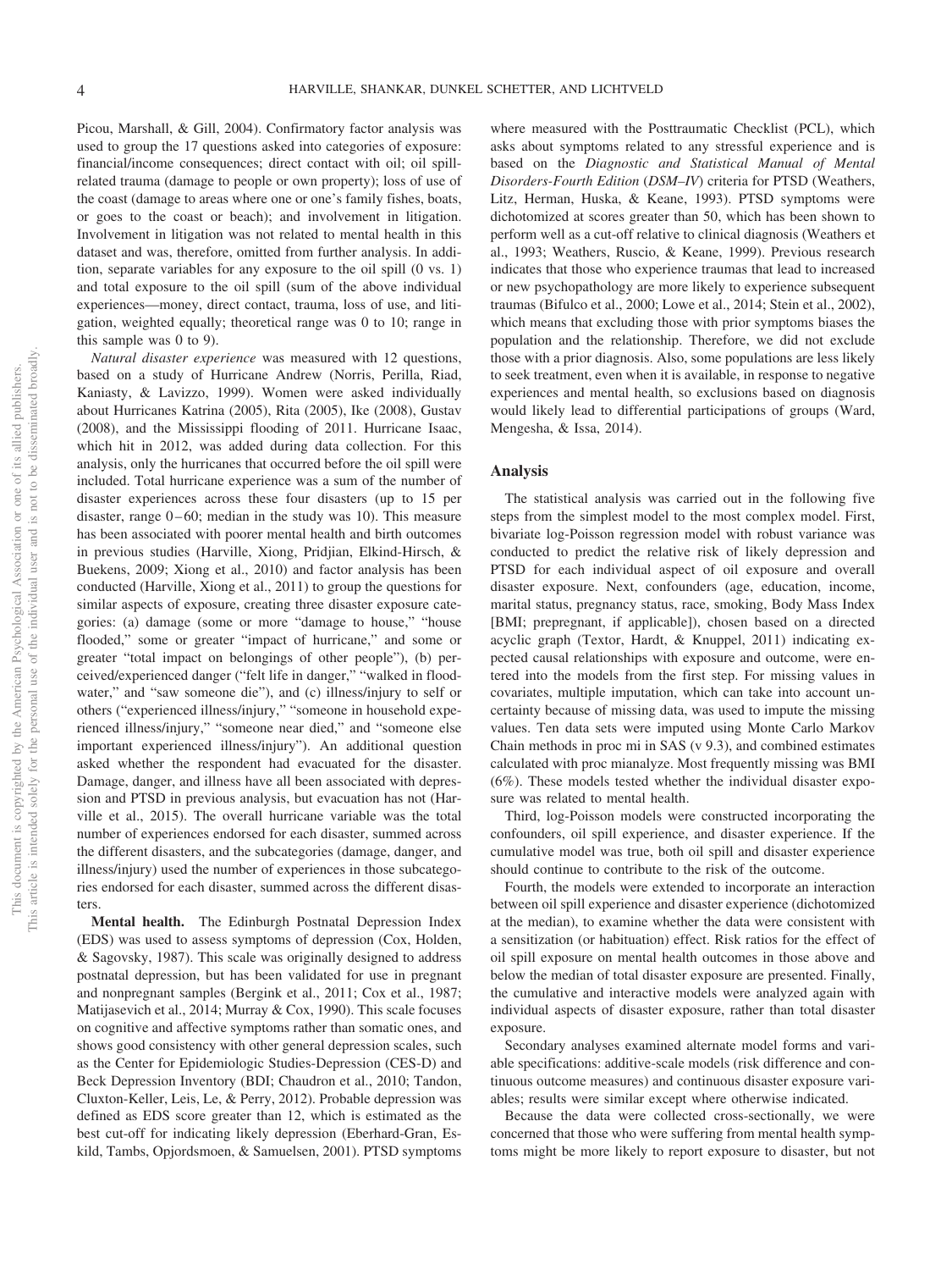Picou, Marshall, & Gill, 2004). Confirmatory factor analysis was used to group the 17 questions asked into categories of exposure: financial/income consequences; direct contact with oil; oil spill-related trauma (damage to people or own property); loss of use of the coast (damage to areas where one or one's family fishes, boats, or goes to the coast or beach); and involvement in litigation. Involvement in litigation was not related to mental health in this dataset and was, therefore, omitted from further analysis. In addition, separate variables for any exposure to the oil spill (0 vs. 1) and total exposure to the oil spill (sum of the above individual experiences—money, direct contact, trauma, loss of use, and litigation, weighted equally; theoretical range was 0 to 10; range in this sample was 0 to 9).

*Natural disaster experience* was measured with 12 questions, based on a study of Hurricane Andrew (Norris, Perilla, Riad, Kaniasty, & Lavizzo, 1999). Women were asked individually about Hurricanes Katrina (2005), Rita (2005), Ike (2008), Gustav (2008), and the Mississippi flooding of 2011. Hurricane Isaac, which hit in 2012, was added during data collection. For this analysis, only the hurricanes that occurred before the oil spill were included. Total hurricane experience was a sum of the number of disaster experiences across these four disasters (up to 15 per disaster, range 0–60; median in the study was 10). This measure has been associated with poorer mental health and birth outcomes in previous studies (Harville, Xiong, Pridjian, Elkind-Hirsch, & Buekens, 2009; Xiong et al., 2010) and factor analysis has been conducted (Harville, Xiong et al., 2011) to group the questions for similar aspects of exposure, creating three disaster exposure categories: (a) damage (some or more "damage to house," "house flooded," some or greater "impact of hurricane," and some or greater "total impact on belongings of other people"), (b) perceived/experienced danger ("felt life in danger," "walked in floodwater," and "saw someone die"), and (c) illness/injury to self or others ("experienced illness/injury," "someone in household experienced illness/injury," "someone near died," and "someone else important experienced illness/injury"). An additional question asked whether the respondent had evacuated for the disaster. Damage, danger, and illness have all been associated with depression and PTSD in previous analysis, but evacuation has not (Harville et al., 2015). The overall hurricane variable was the total number of experiences endorsed for each disaster, summed across the different disasters, and the subcategories (damage, danger, and illness/injury) used the number of experiences in those subcategories endorsed for each disaster, summed across the different disasters.

**Mental health.** The Edinburgh Postnatal Depression Index (EDS) was used to assess symptoms of depression (Cox, Holden, & Sagovsky, 1987). This scale was originally designed to address postnatal depression, but has been validated for use in pregnant and nonpregnant samples (Bergink et al., 2011; Cox et al., 1987; Matijasevich et al., 2014; Murray & Cox, 1990). This scale focuses on cognitive and affective symptoms rather than somatic ones, and shows good consistency with other general depression scales, such as the Center for Epidemiologic Studies-Depression (CES-D) and Beck Depression Inventory (BDI; Chaudron et al., 2010; Tandon, Cluxton-Keller, Leis, Le, & Perry, 2012). Probable depression was defined as EDS score greater than 12, which is estimated as the best cut-off for indicating likely depression (Eberhard-Gran, Eskild, Tambs, Opjordsmoen, & Samuelsen, 2001). PTSD symptoms where measured with the Posttraumatic Checklist (PCL), which asks about symptoms related to any stressful experience and is based on the *Diagnostic and Statistical Manual of Mental Disorders-Fourth Edition* (*DSM–IV*) criteria for PTSD (Weathers, Litz, Herman, Huska, & Keane, 1993). PTSD symptoms were dichotomized at scores greater than 50, which has been shown to perform well as a cut-off relative to clinical diagnosis (Weathers et al., 1993; Weathers, Ruscio, & Keane, 1999). Previous research indicates that those who experience traumas that lead to increased or new psychopathology are more likely to experience subsequent traumas (Bifulco et al., 2000; Lowe et al., 2014; Stein et al., 2002), which means that excluding those with prior symptoms biases the population and the relationship. Therefore, we did not exclude those with a prior diagnosis. Also, some populations are less likely to seek treatment, even when it is available, in response to negative experiences and mental health, so exclusions based on diagnosis would likely lead to differential participations of groups (Ward, Mengesha, & Issa, 2014).

## Analysis

The statistical analysis was carried out in the following five steps from the simplest model to the most complex model. First, bivariate log-Poisson regression model with robust variance was conducted to predict the relative risk of likely depression and PTSD for each individual aspect of oil exposure and overall disaster exposure. Next, confounders (age, education, income, marital status, pregnancy status, race, smoking, Body Mass Index [BMI; prepregnant, if applicable]), chosen based on a directed acyclic graph (Textor, Hardt, & Knuppel, 2011) indicating expected causal relationships with exposure and outcome, were entered into the models from the first step. For missing values in covariates, multiple imputation, which can take into account uncertainty because of missing data, was used to impute the missing values. Ten data sets were imputed using Monte Carlo Markov Chain methods in proc mi in SAS (v 9.3), and combined estimates calculated with proc mianalyze. Most frequently missing was BMI (6%). These models tested whether the individual disaster exposure was related to mental health.

Third, log-Poisson models were constructed incorporating the confounders, oil spill experience, and disaster experience. If the cumulative model was true, both oil spill and disaster experience should continue to contribute to the risk of the outcome.

Fourth, the models were extended to incorporate an interaction between oil spill experience and disaster experience (dichotomized at the median), to examine whether the data were consistent with a sensitization (or habituation) effect. Risk ratios for the effect of oil spill exposure on mental health outcomes in those above and below the median of total disaster exposure are presented. Finally, the cumulative and interactive models were analyzed again with individual aspects of disaster exposure, rather than total disaster exposure.

Secondary analyses examined alternate model forms and variable specifications: additive-scale models (risk difference and continuous outcome measures) and continuous disaster exposure variables; results were similar except where otherwise indicated.

Because the data were collected cross-sectionally, we were concerned that those who were suffering from mental health symptoms might be more likely to report exposure to disaster, but not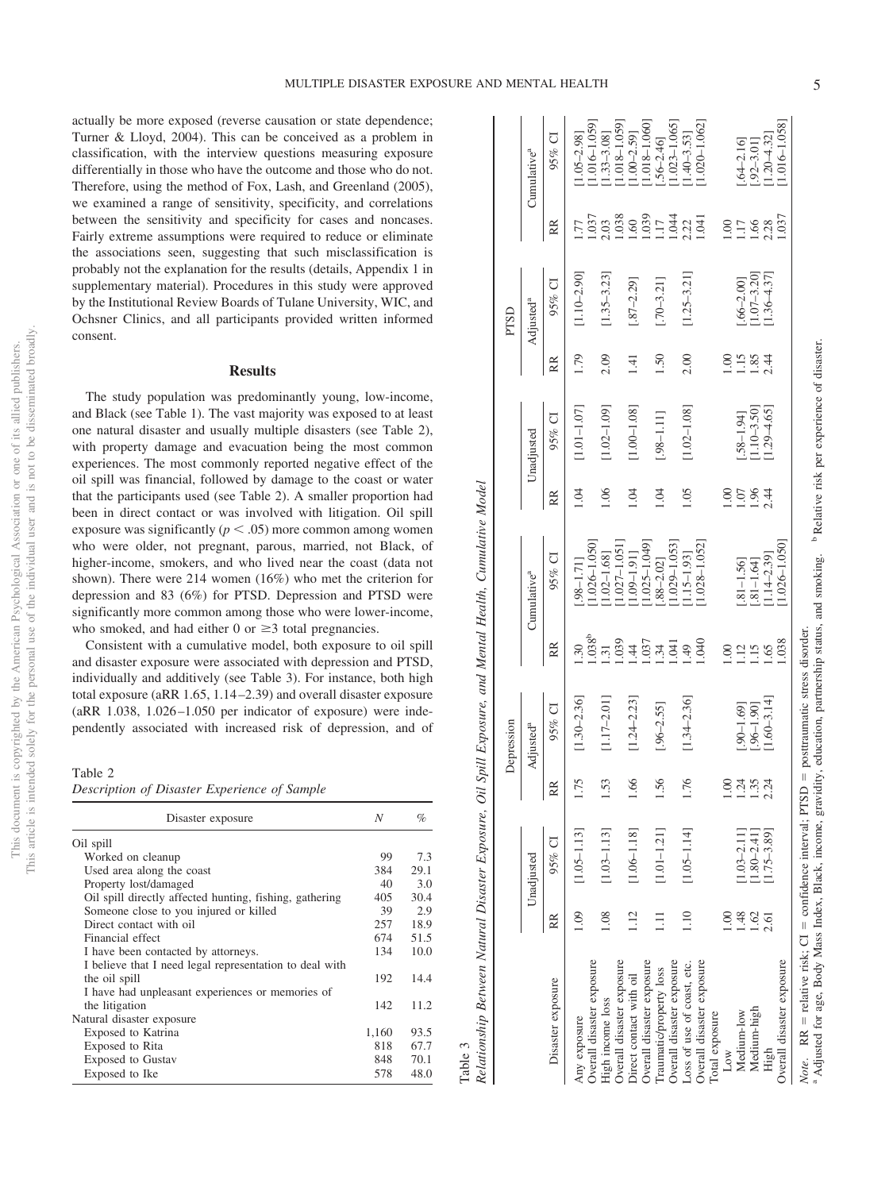actually be more exposed (reverse causation or state dependence; Turner & Lloyd, 2004). This can be conceived as a problem in classification, with the interview questions measuring exposure differentially in those who have the outcome and those who do not. Therefore, using the method of Fox, Lash, and Greenland (2005), we examined a range of sensitivity, specificity, and correlations between the sensitivity and specificity for cases and noncases. Fairly extreme assumptions were required to reduce or eliminate the associations seen, suggesting that such misclassification is probably not the explanation for the results (details, Appendix 1 in supplementary material). Procedures in this study were approved by the Institutional Review Boards of Tulane University, WIC, and Ochsner Clinics, and all participants provided written informed consent.

## Results

The study population was predominantly young, low-income, and Black (see Table 1). The vast majority was exposed to at least one natural disaster and usually multiple disasters (see Table 2), with property damage and evacuation being the most common experiences. The most commonly reported negative effect of the oil spill was financial, followed by damage to the coast or water that the participants used (see Table 2). A smaller proportion had been in direct contact or was involved with litigation. Oil spill exposure was significantly ($p < .05$) more common among women who were older, not pregnant, parous, married, not Black, of higher-income, smokers, and who lived near the coast (data not shown). There were 214 women (16%) who met the criterion for depression and 83 (6%) for PTSD. Depression and PTSD were significantly more common among those who were lower-income, who smoked, and had either 0 or ≥3 total pregnancies.

Consistent with a cumulative model, both exposure to oil spill and disaster exposure were associated with depression and PTSD, individually and additively (see Table 3). For instance, both high total exposure (aRR 1.65, 1.14–2.39) and overall disaster exposure (aRR 1.038, 1.026–1.050 per indicator of exposure) were independently associated with increased risk of depression, and of

Table 2
*Description of Disaster Experience of Sample*

| Disaster exposure | N | % |
|---|---|---|
| Oil spill | | |
| Worked on cleanup | 99 | 7.3 |
| Used area along the coast | 384 | 29.1 |
| Property lost/damaged | 40 | 3.0 |
| Oil spill directly affected hunting, fishing, gathering | 405 | 30.4 |
| Someone close to you injured or killed | 39 | 2.9 |
| Direct contact with oil | 257 | 18.9 |
| Financial effect | 674 | 51.5 |
| I have been contacted by attorneys. | 134 | 10.0 |
| I believe that I need legal representation to deal with the oil spill | 192 | 14.4 |
| I have had unpleasant experiences or memories of the litigation | 142 | 11.2 |
| Natural disaster exposure | | |
| Exposed to Katrina | 1,160 | 93.5 |
| Exposed to Rita | 818 | 67.7 |
| Exposed to Gustav | 848 | 70.1 |
| Exposed to Ike | 578 | 48.0 |

Table 3
*Relationship Between Natural Disaster Exposure, Oil Spill Exposure, and Mental Health, Cumulative Model*

| Disaster exposure | Depression | | | | | | PTSD | | | | | |
|---|---|---|---|---|---|---|---|---|---|---|---|---|
| | Unadjusted | | Adjusted[a] | | Cumulative[a] | | Unadjusted | | Adjusted[a] | | Cumulative[a] | |
| | RR | 95% CI | RR | 95% CI | RR | 95% CI | RR | 95% CI | RR | 95% CI | RR | 95% CI |
| Any exposure | 1.09 | [1.05–1.13] | 1.75 | [1.30–2.36] | 1.30 | [.98–1.71] | 1.04 | [1.01–1.07] | 1.79 | [1.10–2.90] | 1.77 | [1.05–2.98] |
| Overall disaster exposure | | | | | 1.038[b] | [1.026–1.050] | | | | | 1.037 | [1.016–1.059] |
| High income loss | 1.08 | [1.03–1.13] | 1.53 | [1.17–2.01] | 1.31 | [1.02–1.68] | 1.06 | [1.02–1.09] | 2.09 | [1.35–3.23] | 2.03 | [1.33–3.08] |
| Overall disaster exposure | | | | | 1.039 | [1.027–1.051] | | | | | 1.038 | [1.018–1.059] |
| Direct contact with oil | 1.12 | [1.06–1.18] | 1.66 | [1.24–2.23] | 1.44 | [1.09–1.91] | 1.04 | [1.00–1.08] | 1.41 | [.87–2.29] | 1.60 | [1.00–2.59] |
| Overall disaster exposure | | | | | 1.037 | [1.025–1.049] | | | | | 1.039 | [1.018–1.060] |
| Traumatic/property loss | 1.11 | [1.01–1.21] | 1.56 | [.96–2.55] | 1.34 | [.88–2.02] | 1.04 | [.98–1.11] | 1.50 | [.70–3.21] | 1.17 | [.56–2.46] |
| Overall disaster exposure | | | | | 1.041 | [1.029–1.053] | | | | | 1.044 | [1.023–1.065] |
| Loss of use of coast, etc. | 1.10 | [1.05–1.14] | 1.76 | [1.34–2.36] | 1.49 | [1.15–1.93] | 1.05 | [1.02–1.08] | 2.00 | [1.25–3.21] | 2.22 | [1.40–3.53] |
| Overall disaster exposure | | | | | 1.040 | [1.028–1.052] | | | | | 1.041 | [1.020–1.062] |
| Total exposure | | | | | | | | | | | | |
| Low | 1.00 | | 1.00 | | 1.00 | | 1.00 | | 1.00 | | 1.00 | |
| Medium-low | 1.48 | [1.03–2.11] | 1.24 | [.90–1.69] | 1.12 | [.81–1.56] | 1.07 | [.58–1.94] | 1.15 | [.66–2.00] | 1.17 | [.64–2.16] |
| Medium-high | 1.62 | [1.80–2.41] | 1.35 | [.96–1.90] | 1.15 | [.81–1.64] | 1.96 | [1.10–3.50] | 1.85 | [1.07–3.20] | 1.66 | [.92–3.01] |
| High | 2.61 | [1.75–3.89] | 2.24 | [1.60–3.14] | 1.65 | [1.14–2.39] | 2.44 | [1.29–4.65] | 2.44 | [1.36–4.37] | 2.28 | [1.20–4.32] |
| Overall disaster exposure | | | | | 1.038 | [1.026–1.050] | | | | | 1.037 | [1.016–1.058] |

*Note.* RR = relative risk; CI = confidence interval; PTSD = posttraumatic stress disorder.
[a] Adjusted for age, Body Mass Index, Black, income, gravidity, education, partnership status, and smoking. [b] Relative risk per experience of disaster.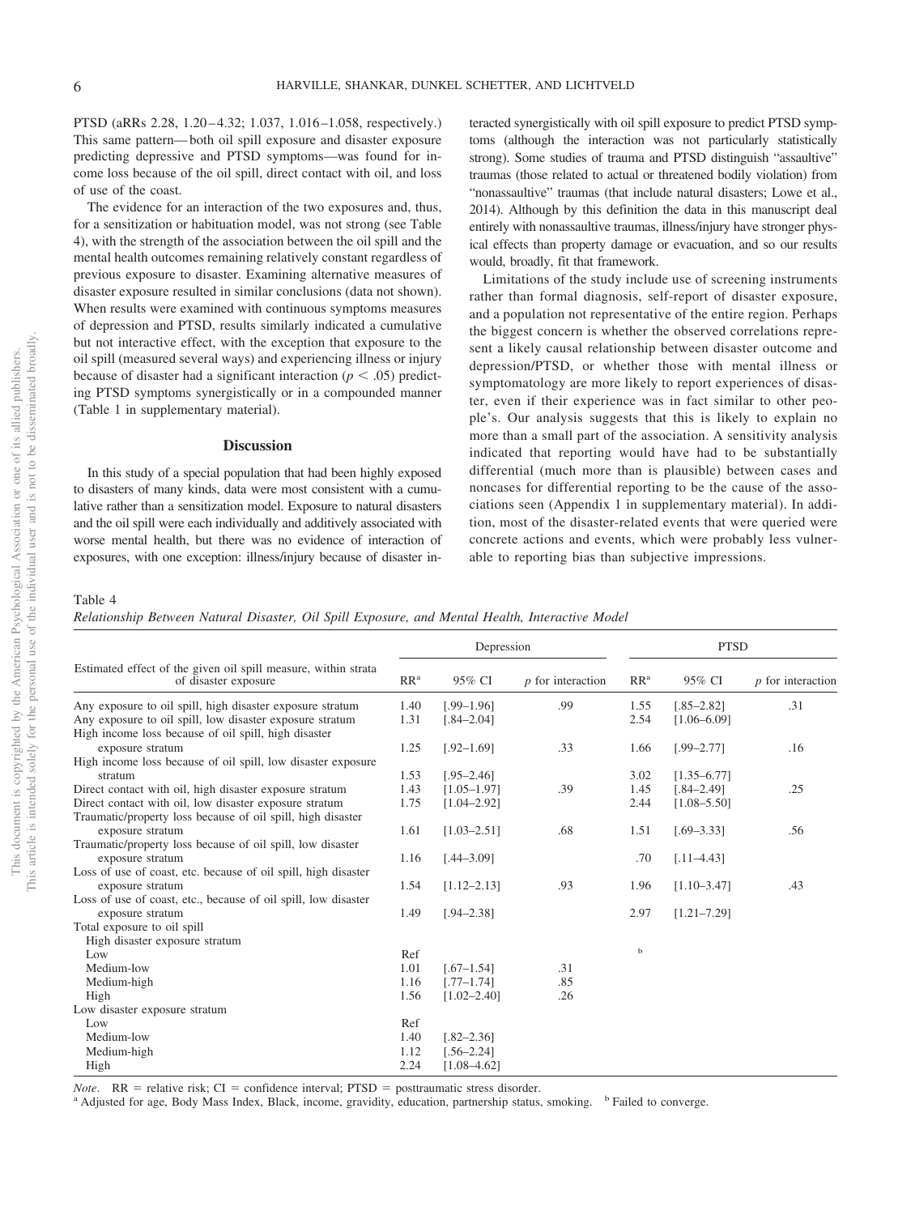PTSD (aRRs 2.28, 1.20–4.32; 1.037, 1.016–1.058, respectively.) This same pattern—both oil spill exposure and disaster exposure predicting depressive and PTSD symptoms—was found for income loss because of the oil spill, direct contact with oil, and loss of use of the coast.

The evidence for an interaction of the two exposures and, thus, for a sensitization or habituation model, was not strong (see Table 4), with the strength of the association between the oil spill and the mental health outcomes remaining relatively constant regardless of previous exposure to disaster. Examining alternative measures of disaster exposure resulted in similar conclusions (data not shown). When results were examined with continuous symptoms measures of depression and PTSD, results similarly indicated a cumulative but not interactive effect, with the exception that exposure to the oil spill (measured several ways) and experiencing illness or injury because of disaster had a significant interaction ($p < .05$) predicting PTSD symptoms synergistically or in a compounded manner (Table 1 in supplementary material).

## Discussion

In this study of a special population that had been highly exposed to disasters of many kinds, data were most consistent with a cumulative rather than a sensitization model. Exposure to natural disasters and the oil spill were each individually and additively associated with worse mental health, but there was no evidence of interaction of exposures, with one exception: illness/injury because of disaster interacted synergistically with oil spill exposure to predict PTSD symptoms (although the interaction was not particularly statistically strong). Some studies of trauma and PTSD distinguish "assaultive" traumas (those related to actual or threatened bodily violation) from "nonassaultive" traumas (that include natural disasters; Lowe et al., 2014). Although by this definition the data in this manuscript deal entirely with nonassaultive traumas, illness/injury have stronger physical effects than property damage or evacuation, and so our results would, broadly, fit that framework.

Limitations of the study include use of screening instruments rather than formal diagnosis, self-report of disaster exposure, and a population not representative of the entire region. Perhaps the biggest concern is whether the observed correlations represent a likely causal relationship between disaster outcome and depression/PTSD, or whether those with mental illness or symptomatology are more likely to report experiences of disaster, even if their experience was in fact similar to other people's. Our analysis suggests that this is likely to explain no more than a small part of the association. A sensitivity analysis indicated that reporting would have had to be substantially differential (much more than is plausible) between cases and noncases for differential reporting to be the cause of the associations seen (Appendix 1 in supplementary material). In addition, most of the disaster-related events that were queried were concrete actions and events, which were probably less vulnerable to reporting bias than subjective impressions.

Table 4
*Relationship Between Natural Disaster, Oil Spill Exposure, and Mental Health, Interactive Model*

| Estimated effect of the given oil spill measure, within strata of disaster exposure | Depression | | | PTSD | | |
|---|---|---|---|---|---|---|
| | RR[a] | 95% CI | *p* for interaction | RR[a] | 95% CI | *p* for interaction |
| Any exposure to oil spill, high disaster exposure stratum | 1.40 | [.99–1.96] | .99 | 1.55 | [.85–2.82] | .31 |
| Any exposure to oil spill, low disaster exposure stratum | 1.31 | [.84–2.04] | | 2.54 | [1.06–6.09] | |
| High income loss because of oil spill, high disaster exposure stratum | 1.25 | [.92–1.69] | .33 | 1.66 | [.99–2.77] | .16 |
| High income loss because of oil spill, low disaster exposure stratum | 1.53 | [.95–2.46] | | 3.02 | [1.35–6.77] | |
| Direct contact with oil, high disaster exposure stratum | 1.43 | [1.05–1.97] | .39 | 1.45 | [.84–2.49] | .25 |
| Direct contact with oil, low disaster exposure stratum | 1.75 | [1.04–2.92] | | 2.44 | [1.08–5.50] | |
| Traumatic/property loss because of oil spill, high disaster exposure stratum | 1.61 | [1.03–2.51] | .68 | 1.51 | [.69–3.33] | .56 |
| Traumatic/property loss because of oil spill, low disaster exposure stratum | 1.16 | [.44–3.09] | | .70 | [.11–4.43] | |
| Loss of use of coast, etc. because of oil spill, high disaster exposure stratum | 1.54 | [1.12–2.13] | .93 | 1.96 | [1.10–3.47] | .43 |
| Loss of use of coast, etc., because of oil spill, low disaster exposure stratum | 1.49 | [.94–2.38] | | 2.97 | [1.21–7.29] | |
| Total exposure to oil spill | | | | | | |
| High disaster exposure stratum | | | | | | |
| Low | Ref | | | [b] | | |
| Medium-low | 1.01 | [.67–1.54] | .31 | | | |
| Medium-high | 1.16 | [.77–1.74] | .85 | | | |
| High | 1.56 | [1.02–2.40] | .26 | | | |
| Low disaster exposure stratum | | | | | | |
| Low | Ref | | | | | |
| Medium-low | 1.40 | [.82–2.36] | | | | |
| Medium-high | 1.12 | [.56–2.24] | | | | |
| High | 2.24 | [1.08–4.62] | | | | |

*Note*. RR = relative risk; CI = confidence interval; PTSD = posttraumatic stress disorder.
[a] Adjusted for age, Body Mass Index, Black, income, gravidity, education, partnership status, smoking. [b] Failed to converge.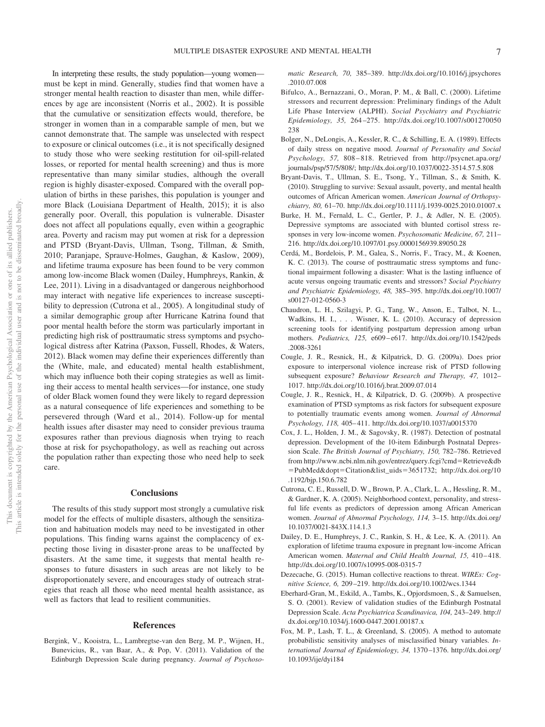In interpreting these results, the study population—young women—must be kept in mind. Generally, studies find that women have a stronger mental health reaction to disaster than men, while differences by age are inconsistent (Norris et al., 2002). It is possible that the cumulative or sensitization effects would, therefore, be stronger in women than in a comparable sample of men, but we cannot demonstrate that. The sample was unselected with respect to exposure or clinical outcomes (i.e., it is not specifically designed to study those who were seeking restitution for oil-spill-related losses, or reported for mental health screening) and thus is more representative than many similar studies, although the overall region is highly disaster-exposed. Compared with the overall population of births in these parishes, this population is younger and more Black (Louisiana Department of Health, 2015); it is also generally poor. Overall, this population is vulnerable. Disaster does not affect all populations equally, even within a geographic area. Poverty and racism may put women at risk for a depression and PTSD (Bryant-Davis, Ullman, Tsong, Tillman, & Smith, 2010; Paranjape, Sprauve-Holmes, Gaughan, & Kaslow, 2009), and lifetime trauma exposure has been found to be very common among low-income Black women (Dailey, Humphreys, Rankin, & Lee, 2011). Living in a disadvantaged or dangerous neighborhood may interact with negative life experiences to increase susceptibility to depression (Cutrona et al., 2005). A longitudinal study of a similar demographic group after Hurricane Katrina found that poor mental health before the storm was particularly important in predicting high risk of posttraumatic stress symptoms and psychological distress after Katrina (Paxson, Fussell, Rhodes, & Waters, 2012). Black women may define their experiences differently than the (White, male, and educated) mental health establishment, which may influence both their coping strategies as well as limiting their access to mental health services—for instance, one study of older Black women found they were likely to regard depression as a natural consequence of life experiences and something to be persevered through (Ward et al., 2014). Follow-up for mental health issues after disaster may need to consider previous trauma exposures rather than previous diagnosis when trying to reach those at risk for psychopathology, as well as reaching out across the population rather than expecting those who need help to seek care.

## Conclusions

The results of this study support most strongly a cumulative risk model for the effects of multiple disasters, although the sensitization and habituation models may need to be investigated in other populations. This finding warns against the complacency of expecting those living in disaster-prone areas to be unaffected by disasters. At the same time, it suggests that mental health responses to future disasters in such areas are not likely to be disproportionately severe, and encourages study of outreach strategies that reach all those who need mental health assistance, as well as factors that lead to resilient communities.

## References

Bergink, V., Kooistra, L., Lambregtse-van den Berg, M. P., Wijnen, H., Bunevicius, R., van Baar, A., & Pop, V. (2011). Validation of the Edinburgh Depression Scale during pregnancy. *Journal of Psychosomatic Research, 70,* 385–389. http://dx.doi.org/10.1016/j.jpsychores.2010.07.008

Bifulco, A., Bernazzani, O., Moran, P. M., & Ball, C. (2000). Lifetime stressors and recurrent depression: Preliminary findings of the Adult Life Phase Interview (ALPHI). *Social Psychiatry and Psychiatric Epidemiology, 35,* 264–275. http://dx.doi.org/10.1007/s001270050238

Bolger, N., DeLongis, A., Kessler, R. C., & Schilling, E. A. (1989). Effects of daily stress on negative mood. *Journal of Personality and Social Psychology, 57,* 808–818. Retrieved from http://psycnet.apa.org/journals/psp/57/5/808/; http://dx.doi.org/10.1037/0022-3514.57.5.808

Bryant-Davis, T., Ullman, S. E., Tsong, Y., Tillman, S., & Smith, K. (2010). Struggling to survive: Sexual assault, poverty, and mental health outcomes of African American women. *American Journal of Orthopsychiatry, 80,* 61–70. http://dx.doi.org/10.1111/j.1939-0025.2010.01007.x

Burke, H. M., Fernald, L. C., Gertler, P. J., & Adler, N. E. (2005). Depressive symptoms are associated with blunted cortisol stress responses in very low-income women. *Psychosomatic Medicine, 67,* 211–216. http://dx.doi.org/10.1097/01.psy.0000156939.89050.28

Cerdá, M., Bordelois, P. M., Galea, S., Norris, F., Tracy, M., & Koenen, K. C. (2013). The course of posttraumatic stress symptoms and functional impairment following a disaster: What is the lasting influence of acute versus ongoing traumatic events and stressors? *Social Psychiatry and Psychiatric Epidemiology, 48,* 385–395. http://dx.doi.org/10.1007/s00127-012-0560-3

Chaudron, L. H., Szilagyi, P. G., Tang, W., Anson, E., Talbot, N. L., Wadkins, H. I., . . . Wisner, K. L. (2010). Accuracy of depression screening tools for identifying postpartum depression among urban mothers. *Pediatrics, 125,* e609–e617. http://dx.doi.org/10.1542/peds.2008-3261

Cougle, J. R., Resnick, H., & Kilpatrick, D. G. (2009a). Does prior exposure to interpersonal violence increase risk of PTSD following subsequent exposure? *Behaviour Research and Therapy, 47,* 1012–1017. http://dx.doi.org/10.1016/j.brat.2009.07.014

Cougle, J. R., Resnick, H., & Kilpatrick, D. G. (2009b). A prospective examination of PTSD symptoms as risk factors for subsequent exposure to potentially traumatic events among women. *Journal of Abnormal Psychology, 118,* 405–411. http://dx.doi.org/10.1037/a0015370

Cox, J. L., Holden, J. M., & Sagovsky, R. (1987). Detection of postnatal depression. Development of the 10-item Edinburgh Postnatal Depression Scale. *The British Journal of Psychiatry, 150,* 782–786. Retrieved from http://www.ncbi.nlm.nih.gov/entrez/query.fcgi?cmd=Retrieve&db=PubMed&dopt=Citation&list_uids=3651732; http://dx.doi.org/10.1192/bjp.150.6.782

Cutrona, C. E., Russell, D. W., Brown, P. A., Clark, L. A., Hessling, R. M., & Gardner, K. A. (2005). Neighborhood context, personality, and stressful life events as predictors of depression among African American women. *Journal of Abnormal Psychology, 114,* 3–15. http://dx.doi.org/10.1037/0021-843X.114.1.3

Dailey, D. E., Humphreys, J. C., Rankin, S. H., & Lee, K. A. (2011). An exploration of lifetime trauma exposure in pregnant low-income African American women. *Maternal and Child Health Journal, 15,* 410–418. http://dx.doi.org/10.1007/s10995-008-0315-7

Dezecache, G. (2015). Human collective reactions to threat. *WIREs: Cognitive Science, 6,* 209–219. http://dx.doi.org/10.1002/wcs.1344

Eberhard-Gran, M., Eskild, A., Tambs, K., Opjordsmoen, S., & Samuelsen, S. O. (2001). Review of validation studies of the Edinburgh Postnatal Depression Scale. *Acta Psychiatrica Scandinavica, 104,* 243–249. http://dx.doi.org/10.1034/j.1600-0447.2001.00187.x

Fox, M. P., Lash, T. L., & Greenland, S. (2005). A method to automate probabilistic sensitivity analyses of misclassified binary variables. *International Journal of Epidemiology, 34,* 1370–1376. http://dx.doi.org/10.1093/ije/dyi184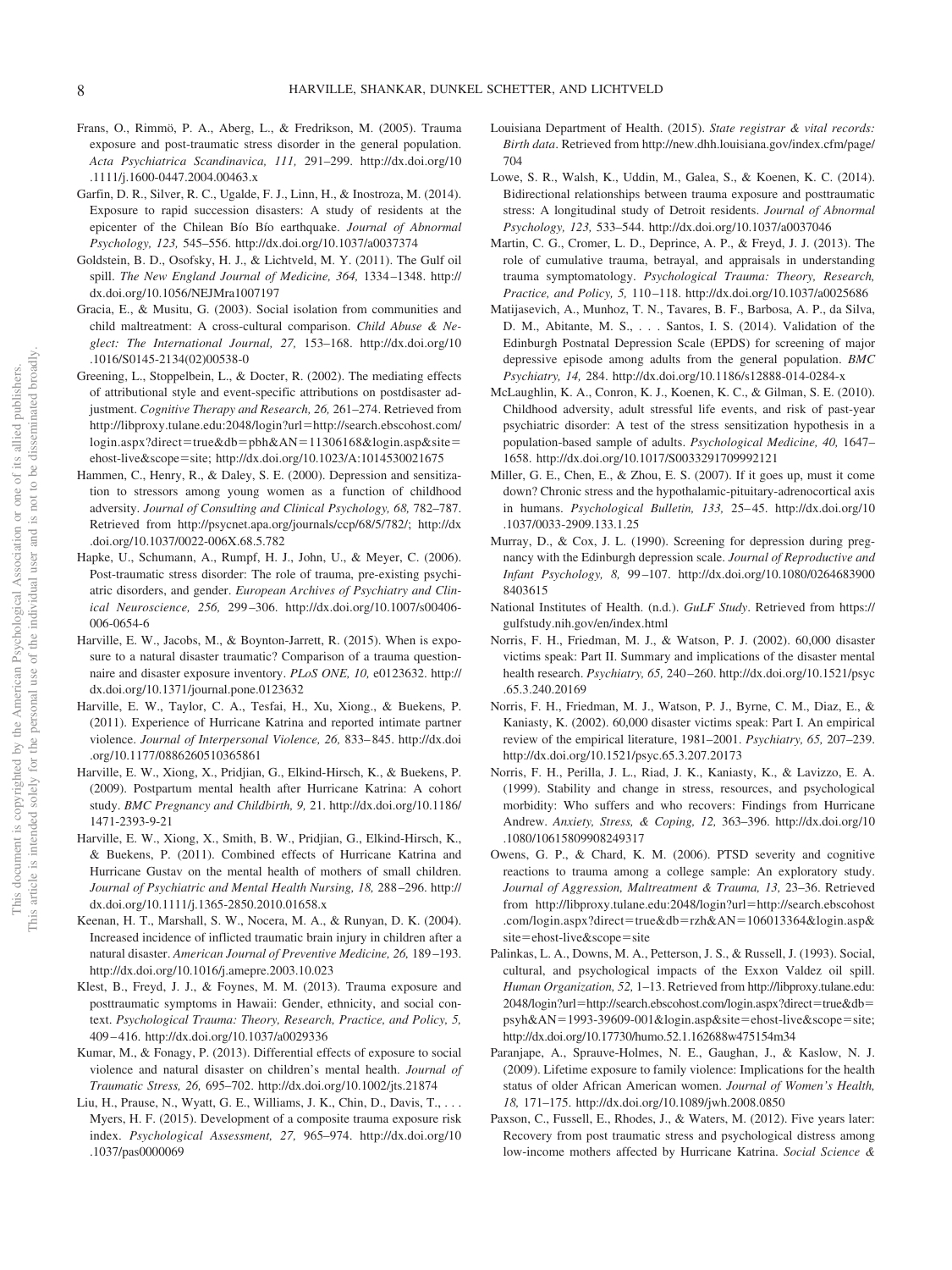Frans, O., Rimmö, P. A., Aberg, L., & Fredrikson, M. (2005). Trauma exposure and post-traumatic stress disorder in the general population. *Acta Psychiatrica Scandinavica, 111,* 291–299. http://dx.doi.org/10.1111/j.1600-0447.2004.00463.x

Garfin, D. R., Silver, R. C., Ugalde, F. J., Linn, H., & Inostroza, M. (2014). Exposure to rapid succession disasters: A study of residents at the epicenter of the Chilean Bío Bío earthquake. *Journal of Abnormal Psychology, 123,* 545–556. http://dx.doi.org/10.1037/a0037374

Goldstein, B. D., Osofsky, H. J., & Lichtveld, M. Y. (2011). The Gulf oil spill. *The New England Journal of Medicine, 364,* 1334–1348. http://dx.doi.org/10.1056/NEJMra1007197

Gracia, E., & Musitu, G. (2003). Social isolation from communities and child maltreatment: A cross-cultural comparison. *Child Abuse & Neglect: The International Journal, 27,* 153–168. http://dx.doi.org/10.1016/S0145-2134(02)00538-0

Greening, L., Stoppelbein, L., & Docter, R. (2002). The mediating effects of attributional style and event-specific attributions on postdisaster adjustment. *Cognitive Therapy and Research, 26,* 261–274. Retrieved from http://libproxy.tulane.edu:2048/login?url=http://search.ebscohost.com/login.aspx?direct=true&db=pbh&AN=11306168&login.asp&site=ehost-live&scope=site; http://dx.doi.org/10.1023/A:1014530021675

Hammen, C., Henry, R., & Daley, S. E. (2000). Depression and sensitization to stressors among young women as a function of childhood adversity. *Journal of Consulting and Clinical Psychology, 68,* 782–787. Retrieved from http://psycnet.apa.org/journals/ccp/68/5/782/; http://dx.doi.org/10.1037/0022-006X.68.5.782

Hapke, U., Schumann, A., Rumpf, H. J., John, U., & Meyer, C. (2006). Post-traumatic stress disorder: The role of trauma, pre-existing psychiatric disorders, and gender. *European Archives of Psychiatry and Clinical Neuroscience, 256,* 299–306. http://dx.doi.org/10.1007/s00406-006-0654-6

Harville, E. W., Jacobs, M., & Boynton-Jarrett, R. (2015). When is exposure to a natural disaster traumatic? Comparison of a trauma questionnaire and disaster exposure inventory. *PLoS ONE, 10,* e0123632. http://dx.doi.org/10.1371/journal.pone.0123632

Harville, E. W., Taylor, C. A., Tesfai, H., Xu, Xiong., & Buekens, P. (2011). Experience of Hurricane Katrina and reported intimate partner violence. *Journal of Interpersonal Violence, 26,* 833–845. http://dx.doi.org/10.1177/0886260510365861

Harville, E. W., Xiong, X., Pridjian, G., Elkind-Hirsch, K., & Buekens, P. (2009). Postpartum mental health after Hurricane Katrina: A cohort study. *BMC Pregnancy and Childbirth, 9,* 21. http://dx.doi.org/10.1186/1471-2393-9-21

Harville, E. W., Xiong, X., Smith, B. W., Pridjian, G., Elkind-Hirsch, K., & Buekens, P. (2011). Combined effects of Hurricane Katrina and Hurricane Gustav on the mental health of mothers of small children. *Journal of Psychiatric and Mental Health Nursing, 18,* 288–296. http://dx.doi.org/10.1111/j.1365-2850.2010.01658.x

Keenan, H. T., Marshall, S. W., Nocera, M. A., & Runyan, D. K. (2004). Increased incidence of inflicted traumatic brain injury in children after a natural disaster. *American Journal of Preventive Medicine, 26,* 189–193. http://dx.doi.org/10.1016/j.amepre.2003.10.023

Klest, B., Freyd, J. J., & Foynes, M. M. (2013). Trauma exposure and posttraumatic symptoms in Hawaii: Gender, ethnicity, and social context. *Psychological Trauma: Theory, Research, Practice, and Policy, 5,* 409–416. http://dx.doi.org/10.1037/a0029336

Kumar, M., & Fonagy, P. (2013). Differential effects of exposure to social violence and natural disaster on children's mental health. *Journal of Traumatic Stress, 26,* 695–702. http://dx.doi.org/10.1002/jts.21874

Liu, H., Prause, N., Wyatt, G. E., Williams, J. K., Chin, D., Davis, T., . . . Myers, H. F. (2015). Development of a composite trauma exposure risk index. *Psychological Assessment, 27,* 965–974. http://dx.doi.org/10.1037/pas0000069

Louisiana Department of Health. (2015). *State registrar & vital records: Birth data*. Retrieved from http://new.dhh.louisiana.gov/index.cfm/page/704

Lowe, S. R., Walsh, K., Uddin, M., Galea, S., & Koenen, K. C. (2014). Bidirectional relationships between trauma exposure and posttraumatic stress: A longitudinal study of Detroit residents. *Journal of Abnormal Psychology, 123,* 533–544. http://dx.doi.org/10.1037/a0037046

Martin, C. G., Cromer, L. D., Deprince, A. P., & Freyd, J. J. (2013). The role of cumulative trauma, betrayal, and appraisals in understanding trauma symptomatology. *Psychological Trauma: Theory, Research, Practice, and Policy, 5,* 110–118. http://dx.doi.org/10.1037/a0025686

Matijasevich, A., Munhoz, T. N., Tavares, B. F., Barbosa, A. P., da Silva, D. M., Abitante, M. S., . . . Santos, I. S. (2014). Validation of the Edinburgh Postnatal Depression Scale (EPDS) for screening of major depressive episode among adults from the general population. *BMC Psychiatry, 14,* 284. http://dx.doi.org/10.1186/s12888-014-0284-x

McLaughlin, K. A., Conron, K. J., Koenen, K. C., & Gilman, S. E. (2010). Childhood adversity, adult stressful life events, and risk of past-year psychiatric disorder: A test of the stress sensitization hypothesis in a population-based sample of adults. *Psychological Medicine, 40,* 1647–1658. http://dx.doi.org/10.1017/S0033291709992121

Miller, G. E., Chen, E., & Zhou, E. S. (2007). If it goes up, must it come down? Chronic stress and the hypothalamic-pituitary-adrenocortical axis in humans. *Psychological Bulletin, 133,* 25–45. http://dx.doi.org/10.1037/0033-2909.133.1.25

Murray, D., & Cox, J. L. (1990). Screening for depression during pregnancy with the Edinburgh depression scale. *Journal of Reproductive and Infant Psychology, 8,* 99–107. http://dx.doi.org/10.1080/02646839008403615

National Institutes of Health. (n.d.). *GuLF Study*. Retrieved from https://gulfstudy.nih.gov/en/index.html

Norris, F. H., Friedman, M. J., & Watson, P. J. (2002). 60,000 disaster victims speak: Part II. Summary and implications of the disaster mental health research. *Psychiatry, 65,* 240–260. http://dx.doi.org/10.1521/psyc.65.3.240.20169

Norris, F. H., Friedman, M. J., Watson, P. J., Byrne, C. M., Diaz, E., & Kaniasty, K. (2002). 60,000 disaster victims speak: Part I. An empirical review of the empirical literature, 1981–2001. *Psychiatry, 65,* 207–239. http://dx.doi.org/10.1521/psyc.65.3.207.20173

Norris, F. H., Perilla, J. L., Riad, J. K., Kaniasty, K., & Lavizzo, E. A. (1999). Stability and change in stress, resources, and psychological morbidity: Who suffers and who recovers: Findings from Hurricane Andrew. *Anxiety, Stress, & Coping, 12,* 363–396. http://dx.doi.org/10.1080/10615809908249317

Owens, G. P., & Chard, K. M. (2006). PTSD severity and cognitive reactions to trauma among a college sample: An exploratory study. *Journal of Aggression, Maltreatment & Trauma, 13,* 23–36. Retrieved from http://libproxy.tulane.edu:2048/login?url=http://search.ebscohost.com/login.aspx?direct=true&db=rzh&AN=106013364&login.asp&site=ehost-live&scope=site

Palinkas, L. A., Downs, M. A., Petterson, J. S., & Russell, J. (1993). Social, cultural, and psychological impacts of the Exxon Valdez oil spill. *Human Organization, 52,* 1–13. Retrieved from http://libproxy.tulane.edu:2048/login?url=http://search.ebscohost.com/login.aspx?direct=true&db=psyh&AN=1993-39609-001&login.asp&site=ehost-live&scope=site; http://dx.doi.org/10.17730/humo.52.1.162688w475154m34

Paranjape, A., Sprauve-Holmes, N. E., Gaughan, J., & Kaslow, N. J. (2009). Lifetime exposure to family violence: Implications for the health status of older African American women. *Journal of Women's Health, 18,* 171–175. http://dx.doi.org/10.1089/jwh.2008.0850

Paxson, C., Fussell, E., Rhodes, J., & Waters, M. (2012). Five years later: Recovery from post traumatic stress and psychological distress among low-income mothers affected by Hurricane Katrina. *Social Science &*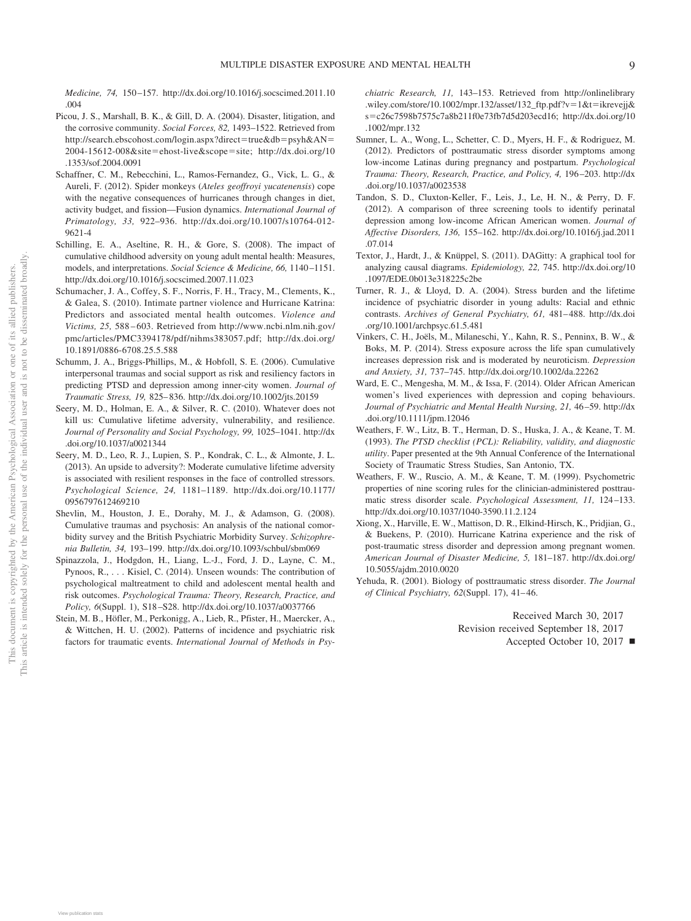*Medicine, 74,* 150–157. http://dx.doi.org/10.1016/j.socscimed.2011.10.004

Picou, J. S., Marshall, B. K., & Gill, D. A. (2004). Disaster, litigation, and the corrosive community. *Social Forces, 82,* 1493–1522. Retrieved from http://search.ebscohost.com/login.aspx?direct=true&db=psyh&AN=2004-15612-008&site=ehost-live&scope=site; http://dx.doi.org/10.1353/sof.2004.0091

Schaffner, C. M., Rebecchini, L., Ramos-Fernandez, G., Vick, L. G., & Aureli, F. (2012). Spider monkeys (*Ateles geoffroyi yucatenensis*) cope with the negative consequences of hurricanes through changes in diet, activity budget, and fission—Fusion dynamics. *International Journal of Primatology, 33,* 922–936. http://dx.doi.org/10.1007/s10764-012-9621-4

Schilling, E. A., Aseltine, R. H., & Gore, S. (2008). The impact of cumulative childhood adversity on young adult mental health: Measures, models, and interpretations. *Social Science & Medicine, 66,* 1140–1151. http://dx.doi.org/10.1016/j.socscimed.2007.11.023

Schumacher, J. A., Coffey, S. F., Norris, F. H., Tracy, M., Clements, K., & Galea, S. (2010). Intimate partner violence and Hurricane Katrina: Predictors and associated mental health outcomes. *Violence and Victims, 25,* 588–603. Retrieved from http://www.ncbi.nlm.nih.gov/pmc/articles/PMC3394178/pdf/nihms383057.pdf; http://dx.doi.org/10.1891/0886-6708.25.5.588

Schumm, J. A., Briggs-Phillips, M., & Hobfoll, S. E. (2006). Cumulative interpersonal traumas and social support as risk and resiliency factors in predicting PTSD and depression among inner-city women. *Journal of Traumatic Stress, 19,* 825–836. http://dx.doi.org/10.1002/jts.20159

Seery, M. D., Holman, E. A., & Silver, R. C. (2010). Whatever does not kill us: Cumulative lifetime adversity, vulnerability, and resilience. *Journal of Personality and Social Psychology, 99,* 1025–1041. http://dx.doi.org/10.1037/a0021344

Seery, M. D., Leo, R. J., Lupien, S. P., Kondrak, C. L., & Almonte, J. L. (2013). An upside to adversity?: Moderate cumulative lifetime adversity is associated with resilient responses in the face of controlled stressors. *Psychological Science, 24,* 1181–1189. http://dx.doi.org/10.1177/0956797612469210

Shevlin, M., Houston, J. E., Dorahy, M. J., & Adamson, G. (2008). Cumulative traumas and psychosis: An analysis of the national comorbidity survey and the British Psychiatric Morbidity Survey. *Schizophrenia Bulletin, 34,* 193–199. http://dx.doi.org/10.1093/schbul/sbm069

Spinazzola, J., Hodgdon, H., Liang, L.-J., Ford, J. D., Layne, C. M., Pynoos, R., . . . Kisiel, C. (2014). Unseen wounds: The contribution of psychological maltreatment to child and adolescent mental health and risk outcomes. *Psychological Trauma: Theory, Research, Practice, and Policy, 6*(Suppl. 1), S18–S28. http://dx.doi.org/10.1037/a0037766

Stein, M. B., Höfler, M., Perkonigg, A., Lieb, R., Pfister, H., Maercker, A., & Wittchen, H. U. (2002). Patterns of incidence and psychiatric risk factors for traumatic events. *International Journal of Methods in Psychiatric Research, 11,* 143–153. Retrieved from http://onlinelibrary.wiley.com/store/10.1002/mpr.132/asset/132_ftp.pdf?v=1&t=ikrevejj&s=c26c7598b7575c7a8b211f0e73fb7d5d203ecd16; http://dx.doi.org/10.1002/mpr.132

Sumner, L. A., Wong, L., Schetter, C. D., Myers, H. F., & Rodriguez, M. (2012). Predictors of posttraumatic stress disorder symptoms among low-income Latinas during pregnancy and postpartum. *Psychological Trauma: Theory, Research, Practice, and Policy, 4,* 196–203. http://dx.doi.org/10.1037/a0023538

Tandon, S. D., Cluxton-Keller, F., Leis, J., Le, H. N., & Perry, D. F. (2012). A comparison of three screening tools to identify perinatal depression among low-income African American women. *Journal of Affective Disorders, 136,* 155–162. http://dx.doi.org/10.1016/j.jad.2011.07.014

Textor, J., Hardt, J., & Knüppel, S. (2011). DAGitty: A graphical tool for analyzing causal diagrams. *Epidemiology, 22,* 745. http://dx.doi.org/10.1097/EDE.0b013e318225c2be

Turner, R. J., & Lloyd, D. A. (2004). Stress burden and the lifetime incidence of psychiatric disorder in young adults: Racial and ethnic contrasts. *Archives of General Psychiatry, 61,* 481–488. http://dx.doi.org/10.1001/archpsyc.61.5.481

Vinkers, C. H., Joëls, M., Milaneschi, Y., Kahn, R. S., Penninx, B. W., & Boks, M. P. (2014). Stress exposure across the life span cumulatively increases depression risk and is moderated by neuroticism. *Depression and Anxiety, 31,* 737–745. http://dx.doi.org/10.1002/da.22262

Ward, E. C., Mengesha, M. M., & Issa, F. (2014). Older African American women's lived experiences with depression and coping behaviours. *Journal of Psychiatric and Mental Health Nursing, 21,* 46–59. http://dx.doi.org/10.1111/jpm.12046

Weathers, F. W., Litz, B. T., Herman, D. S., Huska, J. A., & Keane, T. M. (1993). *The PTSD checklist (PCL): Reliability, validity, and diagnostic utility*. Paper presented at the 9th Annual Conference of the International Society of Traumatic Stress Studies, San Antonio, TX.

Weathers, F. W., Ruscio, A. M., & Keane, T. M. (1999). Psychometric properties of nine scoring rules for the clinician-administered posttraumatic stress disorder scale. *Psychological Assessment, 11,* 124–133. http://dx.doi.org/10.1037/1040-3590.11.2.124

Xiong, X., Harville, E. W., Mattison, D. R., Elkind-Hirsch, K., Pridjian, G., & Buekens, P. (2010). Hurricane Katrina experience and the risk of post-traumatic stress disorder and depression among pregnant women. *American Journal of Disaster Medicine, 5,* 181–187. http://dx.doi.org/10.5055/ajdm.2010.0020

Yehuda, R. (2001). Biology of posttraumatic stress disorder. *The Journal of Clinical Psychiatry, 62*(Suppl. 17), 41–46.

Received March 30, 2017
Revision received September 18, 2017
Accepted October 10, 2017 ■